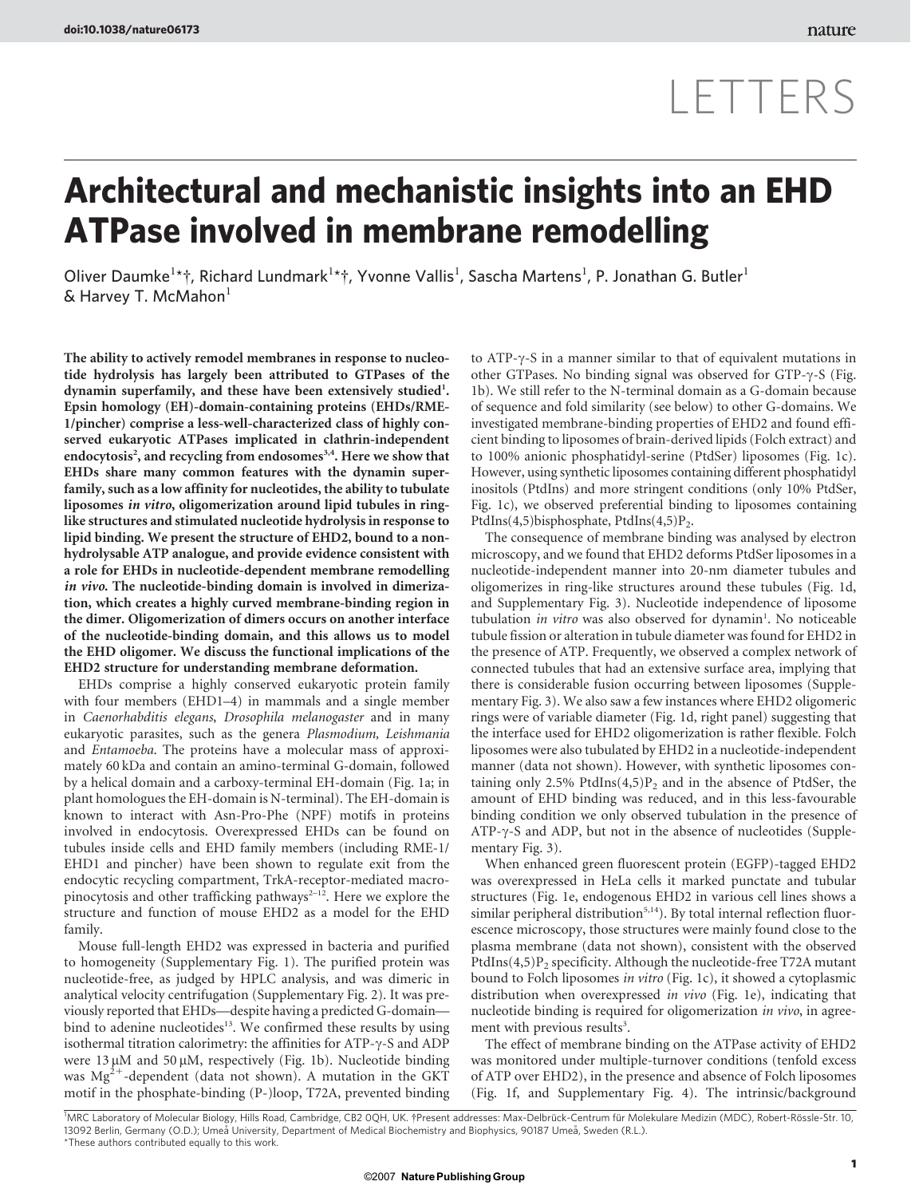LETTERS

# Architectural and mechanistic insights into an EHD ATPase involved in membrane remodelling

Oliver Daumke[1]*†, Richard Lundmark[1]*†, Yvonne Vallis[1], Sascha Martens[1], P. Jonathan G. Butler[1] & Harvey T. McMahon[1]

**The ability to actively remodel membranes in response to nucleotide hydrolysis has largely been attributed to GTPases of the dynamin superfamily, and these have been extensively studied[1]. Epsin homology (EH)-domain-containing proteins (EHDs/RME-1/pincher) comprise a less-well-characterized class of highly conserved eukaryotic ATPases implicated in clathrin-independent endocytosis[2], and recycling from endosomes[3,4]. Here we show that EHDs share many common features with the dynamin superfamily, such as a low affinity for nucleotides, the ability to tubulate liposomes *in vitro*, oligomerization around lipid tubules in ring-like structures and stimulated nucleotide hydrolysis in response to lipid binding. We present the structure of EHD2, bound to a non-hydrolysable ATP analogue, and provide evidence consistent with a role for EHDs in nucleotide-dependent membrane remodelling *in vivo*. The nucleotide-binding domain is involved in dimerization, which creates a highly curved membrane-binding region in the dimer. Oligomerization of dimers occurs on another interface of the nucleotide-binding domain, and this allows us to model the EHD oligomer. We discuss the functional implications of the EHD2 structure for understanding membrane deformation.**

EHDs comprise a highly conserved eukaryotic protein family with four members (EHD1–4) in mammals and a single member in *Caenorhabditis elegans*, *Drosophila melanogaster* and in many eukaryotic parasites, such as the genera *Plasmodium*, *Leishmania* and *Entamoeba*. The proteins have a molecular mass of approximately 60 kDa and contain an amino-terminal G-domain, followed by a helical domain and a carboxy-terminal EH-domain (Fig. 1a; in plant homologues the EH-domain is N-terminal). The EH-domain is known to interact with Asn-Pro-Phe (NPF) motifs in proteins involved in endocytosis. Overexpressed EHDs can be found on tubules inside cells and EHD family members (including RME-1/EHD1 and pincher) have been shown to regulate exit from the endocytic recycling compartment, TrkA-receptor-mediated macropinocytosis and other trafficking pathways[2–12]. Here we explore the structure and function of mouse EHD2 as a model for the EHD family.

Mouse full-length EHD2 was expressed in bacteria and purified to homogeneity (Supplementary Fig. 1). The purified protein was nucleotide-free, as judged by HPLC analysis, and was dimeric in analytical velocity centrifugation (Supplementary Fig. 2). It was previously reported that EHDs—despite having a predicted G-domain—bind to adenine nucleotides[13]. We confirmed these results by using isothermal titration calorimetry: the affinities for ATP-γ-S and ADP were 13 μM and 50 μM, respectively (Fig. 1b). Nucleotide binding was $Mg^{2+}$-dependent (data not shown). A mutation in the GKT motif in the phosphate-binding (P-)loop, T72A, prevented binding to ATP-γ-S in a manner similar to that of equivalent mutations in other GTPases. No binding signal was observed for GTP-γ-S (Fig. 1b). We still refer to the N-terminal domain as a G-domain because of sequence and fold similarity (see below) to other G-domains. We investigated membrane-binding properties of EHD2 and found efficient binding to liposomes of brain-derived lipids (Folch extract) and to 100% anionic phosphatidyl-serine (PtdSer) liposomes (Fig. 1c). However, using synthetic liposomes containing different phosphatidyl inositols (PtdIns) and more stringent conditions (only 10% PtdSer, Fig. 1c), we observed preferential binding to liposomes containing PtdIns(4,5)bisphosphate, PtdIns(4,5)$P_2$.

The consequence of membrane binding was analysed by electron microscopy, and we found that EHD2 deforms PtdSer liposomes in a nucleotide-independent manner into 20-nm diameter tubules and oligomerizes in ring-like structures around these tubules (Fig. 1d, and Supplementary Fig. 3). Nucleotide independence of liposome tubulation *in vitro* was also observed for dynamin[1]. No noticeable tubule fission or alteration in tubule diameter was found for EHD2 in the presence of ATP. Frequently, we observed a complex network of connected tubules that had an extensive surface area, implying that there is considerable fusion occurring between liposomes (Supplementary Fig. 3). We also saw a few instances where EHD2 oligomeric rings were of variable diameter (Fig. 1d, right panel) suggesting that the interface used for EHD2 oligomerization is rather flexible. Folch liposomes were also tubulated by EHD2 in a nucleotide-independent manner (data not shown). However, with synthetic liposomes containing only 2.5% PtdIns(4,5)$P_2$ and in the absence of PtdSer, the amount of EHD binding was reduced, and in this less-favourable binding condition we only observed tubulation in the presence of ATP-γ-S and ADP, but not in the absence of nucleotides (Supplementary Fig. 3).

When enhanced green fluorescent protein (EGFP)-tagged EHD2 was overexpressed in HeLa cells it marked punctate and tubular structures (Fig. 1e, endogenous EHD2 in various cell lines shows a similar peripheral distribution[5,14]). By total internal reflection fluorescence microscopy, those structures were mainly found close to the plasma membrane (data not shown), consistent with the observed PtdIns(4,5)$P_2$ specificity. Although the nucleotide-free T72A mutant bound to Folch liposomes *in vitro* (Fig. 1c), it showed a cytoplasmic distribution when overexpressed *in vivo* (Fig. 1e), indicating that nucleotide binding is required for oligomerization *in vivo*, in agreement with previous results[3].

The effect of membrane binding on the ATPase activity of EHD2 was monitored under multiple-turnover conditions (tenfold excess of ATP over EHD2), in the presence and absence of Folch liposomes (Fig. 1f, and Supplementary Fig. 4). The intrinsic/background

[1]MRC Laboratory of Molecular Biology, Hills Road, Cambridge, CB2 0QH, UK. †Present addresses: Max-Delbrück-Centrum für Molekulare Medizin (MDC), Robert-Rössle-Str. 10, 13092 Berlin, Germany (O.D.); Umeå University, Department of Medical Biochemistry and Biophysics, 90187 Umeå, Sweden (R.L.).
*These authors contributed equally to this work.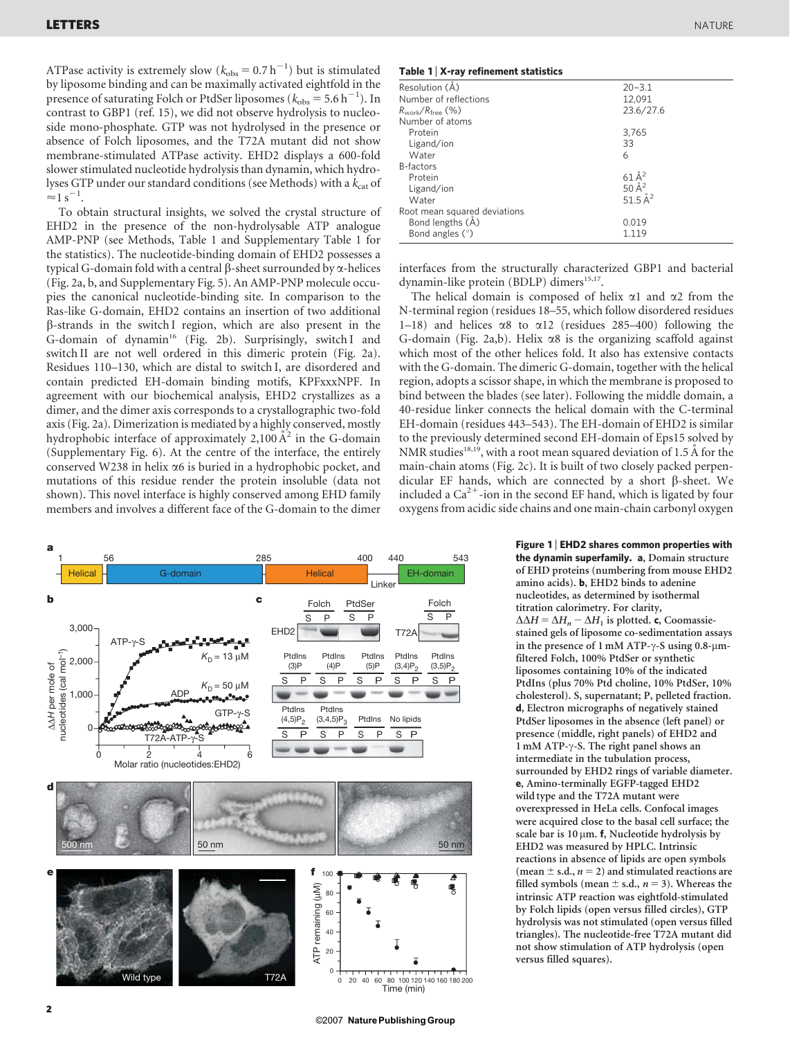ATPase activity is extremely slow ($k_{obs} = 0.7\ h^{-1}$) but is stimulated by liposome binding and can be maximally activated eightfold in the presence of saturating Folch or PtdSer liposomes ($k_{obs} = 5.6\ h^{-1}$). In contrast to GBP1 (ref. 15), we did not observe hydrolysis to nucleoside mono-phosphate. GTP was not hydrolysed in the presence or absence of Folch liposomes, and the T72A mutant did not show membrane-stimulated ATPase activity. EHD2 displays a 600-fold slower stimulated nucleotide hydrolysis than dynamin, which hydrolyses GTP under our standard conditions (see Methods) with a $k_{cat}$ of $\approx 1\ s^{-1}$.

To obtain structural insights, we solved the crystal structure of EHD2 in the presence of the non-hydrolysable ATP analogue AMP-PNP (see Methods, Table 1 and Supplementary Table 1 for the statistics). The nucleotide-binding domain of EHD2 possesses a typical G-domain fold with a central β-sheet surrounded by α-helices (Fig. 2a, b, and Supplementary Fig. 5). An AMP-PNP molecule occupies the canonical nucleotide-binding site. In comparison to the Ras-like G-domain, EHD2 contains an insertion of two additional β-strands in the switch I region, which are also present in the G-domain of dynamin[16] (Fig. 2b). Surprisingly, switch I and switch II are not well ordered in this dimeric protein (Fig. 2a). Residues 110–130, which are distal to switch I, are disordered and contain predicted EH-domain binding motifs, KPFxxxNPF. In agreement with our biochemical analysis, EHD2 crystallizes as a dimer, and the dimer axis corresponds to a crystallographic two-fold axis (Fig. 2a). Dimerization is mediated by a highly conserved, mostly hydrophobic interface of approximately 2,100 Å$^2$ in the G-domain (Supplementary Fig. 6). At the centre of the interface, the entirely conserved W238 in helix α6 is buried in a hydrophobic pocket, and mutations of this residue render the protein insoluble (data not shown). This novel interface is highly conserved among EHD family members and involves a different face of the G-domain to the dimer interfaces from the structurally characterized GBP1 and bacterial dynamin-like protein (BDLP) dimers[15,17].

**Table 1 | X-ray refinement statistics**

| | |
|---|---|
| Resolution (Å) | 20–3.1 |
| Number of reflections | 12,091 |
| $R_{work}/R_{free}$ (%) | 23.6/27.6 |
| Number of atoms | |
| Protein | 3,765 |
| Ligand/ion | 33 |
| Water | 6 |
| B-factors | |
| Protein | 61 Å$^2$ |
| Ligand/ion | 50 Å$^2$ |
| Water | 51.5 Å$^2$ |
| Root mean squared deviations | |
| Bond lengths (Å) | 0.019 |
| Bond angles (°) | 1.119 |

The helical domain is composed of helix α1 and α2 from the N-terminal region (residues 18–55, which follow disordered residues 1–18) and helices α8 to α12 (residues 285–400) following the G-domain (Fig. 2a,b). Helix α8 is the organizing scaffold against which most of the other helices fold. It also has extensive contacts with the G-domain. The dimeric G-domain, together with the helical region, adopts a scissor shape, in which the membrane is proposed to bind between the blades (see later). Following the middle domain, a 40-residue linker connects the helical domain with the C-terminal EH-domain (residues 443–543). The EH-domain of EHD2 is similar to the previously determined second EH-domain of Eps15 solved by NMR studies[18,19], with a root mean squared deviation of 1.5 Å for the main-chain atoms (Fig. 2c). It is built of two closely packed perpendicular EF hands, which are connected by a short β-sheet. We included a $Ca^{2+}$-ion in the second EF hand, which is ligated by four oxygens from acidic side chains and one main-chain carbonyl oxygen

**Figure 1 | EHD2 shares common properties with the dynamin superfamily.** **a**, Domain structure of EHD proteins (numbering from mouse EHD2 amino acids). **b**, EHD2 binds to adenine nucleotides, as determined by isothermal titration calorimetry. For clarity, $\Delta\Delta H = \Delta H_n - \Delta H_1$ is plotted. **c**, Coomassie-stained gels of liposome co-sedimentation assays in the presence of 1 mM ATP-γ-S using 0.8-μm-filtered Folch, 100% PtdSer or synthetic liposomes containing 10% of the indicated PtdIns (plus 70% Ptd choline, 10% PtdSer, 10% cholesterol). S, supernatant; P, pelleted fraction. **d**, Electron micrographs of negatively stained PtdSer liposomes in the absence (left panel) or presence (middle, right panels) of EHD2 and 1 mM ATP-γ-S. The right panel shows an intermediate in the tubulation process, surrounded by EHD2 rings of variable diameter. **e**, Amino-terminally EGFP-tagged EHD2 wild type and the T72A mutant were overexpressed in HeLa cells. Confocal images were acquired close to the basal cell surface; the scale bar is 10 μm. **f**, Nucleotide hydrolysis by EHD2 was measured by HPLC. Intrinsic reactions in absence of lipids are open symbols (mean ± s.d., $n = 2$) and stimulated reactions are filled symbols (mean ± s.d., $n = 3$). Whereas the intrinsic ATP reaction was eightfold-stimulated by Folch lipids (open versus filled circles), GTP hydrolysis was not stimulated (open versus filled triangles). The nucleotide-free T72A mutant did not show stimulation of ATP hydrolysis (open versus filled squares).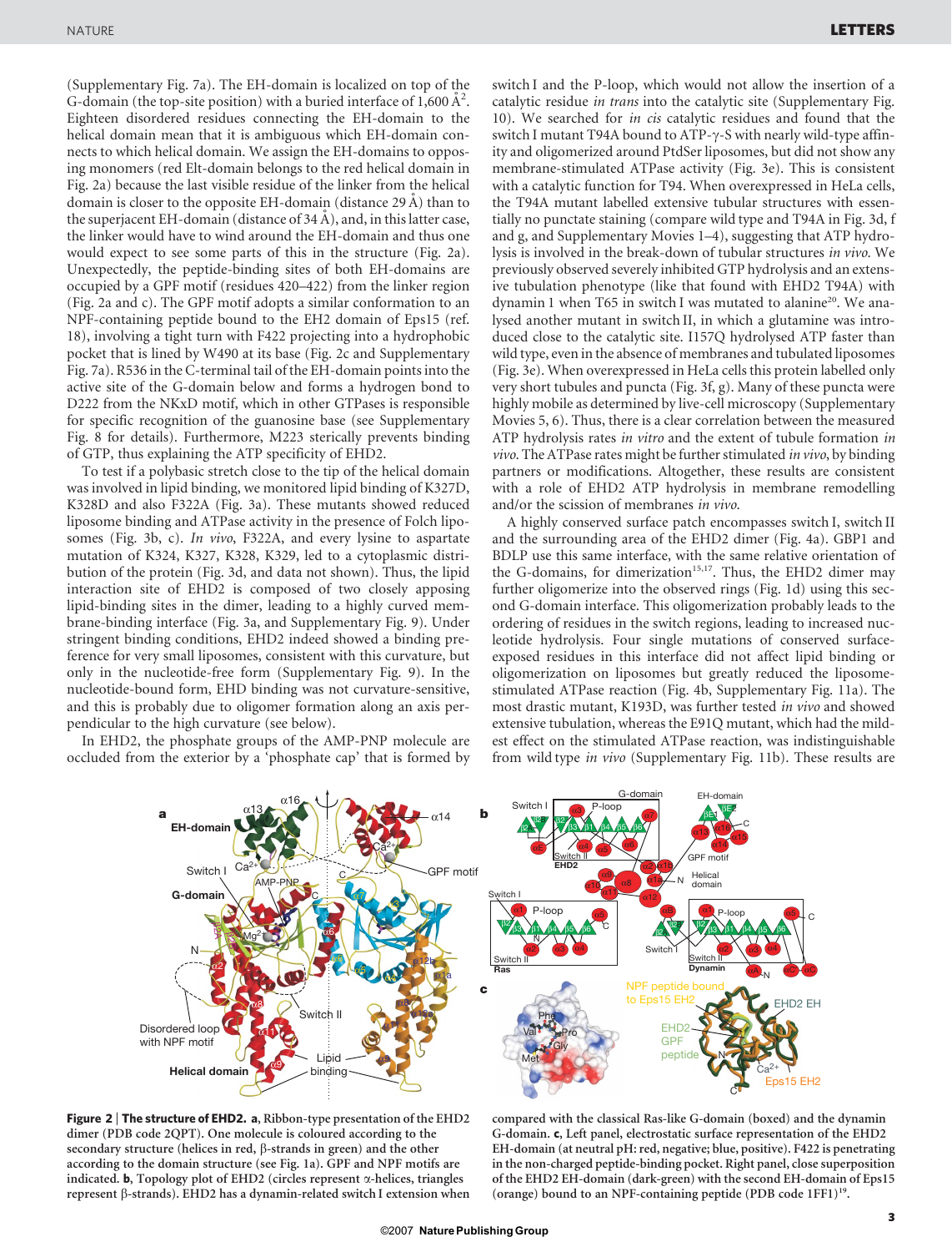(Supplementary Fig. 7a). The EH-domain is localized on top of the G-domain (the top-site position) with a buried interface of 1,600 Å$^2$. Eighteen disordered residues connecting the EH-domain to the helical domain mean that it is ambiguous which EH-domain connects to which helical domain. We assign the EH-domains to opposing monomers (red Elt-domain belongs to the red helical domain in Fig. 2a) because the last visible residue of the linker from the helical domain is closer to the opposite EH-domain (distance 29 Å) than to the superjacent EH-domain (distance of 34 Å), and, in this latter case, the linker would have to wind around the EH-domain and thus one would expect to see some parts of this in the structure (Fig. 2a). Unexpectedly, the peptide-binding sites of both EH-domains are occupied by a GPF motif (residues 420–422) from the linker region (Fig. 2a and c). The GPF motif adopts a similar conformation to an NPF-containing peptide bound to the EH2 domain of Eps15 (ref. 18), involving a tight turn with F422 projecting into a hydrophobic pocket that is lined by W490 at its base (Fig. 2c and Supplementary Fig. 7a). R536 in the C-terminal tail of the EH-domain points into the active site of the G-domain below and forms a hydrogen bond to D222 from the NKxD motif, which in other GTPases is responsible for specific recognition of the guanosine base (see Supplementary Fig. 8 for details). Furthermore, M223 sterically prevents binding of GTP, thus explaining the ATP specificity of EHD2.

To test if a polybasic stretch close to the tip of the helical domain was involved in lipid binding, we monitored lipid binding of K327D, K328D and also F322A (Fig. 3a). These mutants showed reduced liposome binding and ATPase activity in the presence of Folch liposomes (Fig. 3b, c). *In vivo*, F322A, and every lysine to aspartate mutation of K324, K327, K328, K329, led to a cytoplasmic distribution of the protein (Fig. 3d, and data not shown). Thus, the lipid interaction site of EHD2 is composed of two closely apposing lipid-binding sites in the dimer, leading to a highly curved membrane-binding interface (Fig. 3a, and Supplementary Fig. 9). Under stringent binding conditions, EHD2 indeed showed a binding preference for very small liposomes, consistent with this curvature, but only in the nucleotide-free form (Supplementary Fig. 9). In the nucleotide-bound form, EHD binding was not curvature-sensitive, and this is probably due to oligomer formation along an axis perpendicular to the high curvature (see below).

In EHD2, the phosphate groups of the AMP-PNP molecule are occluded from the exterior by a 'phosphate cap' that is formed by switch I and the P-loop, which would not allow the insertion of a catalytic residue *in trans* into the catalytic site (Supplementary Fig. 10). We searched for *in cis* catalytic residues and found that the switch I mutant T94A bound to ATP-γ-S with nearly wild-type affinity and oligomerized around PtdSer liposomes, but did not show any membrane-stimulated ATPase activity (Fig. 3e). This is consistent with a catalytic function for T94. When overexpressed in HeLa cells, the T94A mutant labelled extensive tubular structures with essentially no punctate staining (compare wild type and T94A in Fig. 3d, f and g, and Supplementary Movies 1–4), suggesting that ATP hydrolysis is involved in the break-down of tubular structures *in vivo*. We previously observed severely inhibited GTP hydrolysis and an extensive tubulation phenotype (like that found with EHD2 T94A) with dynamin 1 when T65 in switch I was mutated to alanine[20]. We analysed another mutant in switch II, in which a glutamine was introduced close to the catalytic site. I157Q hydrolysed ATP faster than wild type, even in the absence of membranes and tubulated liposomes (Fig. 3e). When overexpressed in HeLa cells this protein labelled only very short tubules and puncta (Fig. 3f, g). Many of these puncta were highly mobile as determined by live-cell microscopy (Supplementary Movies 5, 6). Thus, there is a clear correlation between the measured ATP hydrolysis rates *in vitro* and the extent of tubule formation *in vivo*. The ATPase rates might be further stimulated *in vivo*, by binding partners or modifications. Altogether, these results are consistent with a role of EHD2 ATP hydrolysis in membrane remodelling and/or the scission of membranes *in vivo*.

A highly conserved surface patch encompasses switch I, switch II and the surrounding area of the EHD2 dimer (Fig. 4a). GBP1 and BDLP use this same interface, with the same relative orientation of the G-domains, for dimerization[15,17]. Thus, the EHD2 dimer may further oligomerize into the observed rings (Fig. 1d) using this second G-domain interface. This oligomerization probably leads to the ordering of residues in the switch regions, leading to increased nucleotide hydrolysis. Four single mutations of conserved surface-exposed residues in this interface did not affect lipid binding or oligomerization on liposomes but greatly reduced the liposome-stimulated ATPase reaction (Fig. 4b, Supplementary Fig. 11a). The most drastic mutant, K193D, was further tested *in vivo* and showed extensive tubulation, whereas the E91Q mutant, which had the mildest effect on the stimulated ATPase reaction, was indistinguishable from wild type *in vivo* (Supplementary Fig. 11b). These results are

**Figure 2 | The structure of EHD2. a**, Ribbon-type presentation of the EHD2 dimer (PDB code 2QPT). One molecule is coloured according to the secondary structure (helices in red, β-strands in green) and the other according to the domain structure (see Fig. 1a). GPF and NPF motifs are indicated. **b**, Topology plot of EHD2 (circles represent α-helices, triangles represent β-strands). EHD2 has a dynamin-related switch I extension when compared with the classical Ras-like G-domain (boxed) and the dynamin G-domain. **c**, Left panel, electrostatic surface representation of the EHD2 EH-domain (at neutral pH: red, negative; blue, positive). F422 is penetrating in the non-charged peptide-binding pocket. Right panel, close superposition of the EHD2 EH-domain (dark-green) with the second EH-domain of Eps15 (orange) bound to an NPF-containing peptide (PDB code 1FF1)[19].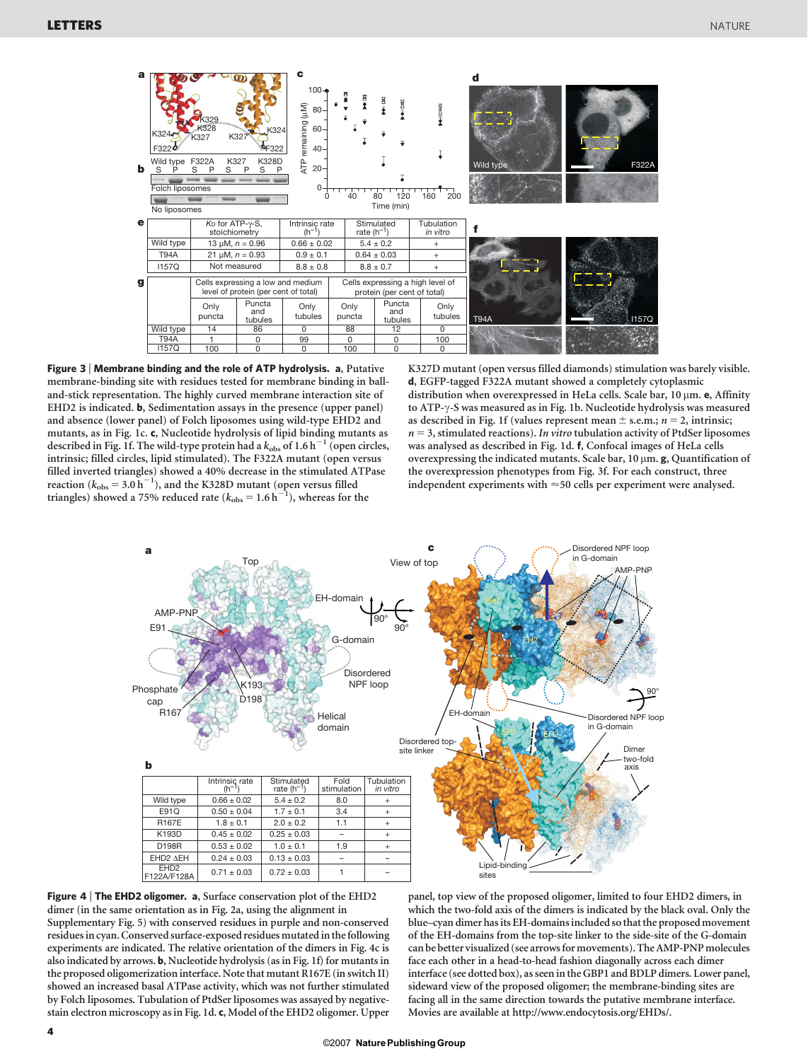| | $K_D$ for ATP-γ-S, stoichiometry | Intrinsic rate ($h^{-1}$) | Stimulated rate ($h^{-1}$) | Tubulation *in vitro* |
|---|---|---|---|---|
| Wild type | 13 μM, n = 0.96 | 0.66 ± 0.02 | 5.4 ± 0.2 | + |
| T94A | 21 μM, n = 0.93 | 0.9 ± 0.1 | 0.64 ± 0.03 | + |
| I157Q | Not measured | 8.8 ± 0.8 | 8.8 ± 0.7 | + |

| | Cells expressing a low and medium level of protein (per cent of total) | | | Cells expressing a high level of protein (per cent of total) | | |
|---|---|---|---|---|---|---|
| | Only puncta | Puncta and tubules | Only tubules | Only puncta | Puncta and tubules | Only tubules |
| Wild type | 14 | 86 | 0 | 88 | 12 | 0 |
| T94A | 1 | 0 | 99 | 0 | 0 | 100 |
| I157Q | 100 | 0 | 0 | 100 | 0 | 0 |

**Figure 3 | Membrane binding and the role of ATP hydrolysis.** **a**, Putative membrane-binding site with residues tested for membrane binding in ball-and-stick representation. The highly curved membrane interaction site of EHD2 is indicated. **b**, Sedimentation assays in the presence (upper panel) and absence (lower panel) of Folch liposomes using wild-type EHD2 and mutants, as in Fig. 1c. **c**, Nucleotide hydrolysis of lipid binding mutants as described in Fig. 1f. The wild-type protein had a $k_{obs}$ of 1.6 $h^{-1}$ (open circles, intrinsic; filled circles, lipid stimulated). The F322A mutant (open versus filled inverted triangles) showed a 40% decrease in the stimulated ATPase reaction ($k_{obs} = 3.0\ h^{-1}$), and the K328D mutant (open versus filled triangles) showed a 75% reduced rate ($k_{obs} = 1.6\ h^{-1}$), whereas for the K327D mutant (open versus filled diamonds) stimulation was barely visible. **d**, EGFP-tagged F322A mutant showed a completely cytoplasmic distribution when overexpressed in HeLa cells. Scale bar, 10 μm. **e**, Affinity to ATP-γ-S was measured as in Fig. 1b. Nucleotide hydrolysis was measured as described in Fig. 1f (values represent mean ± s.e.m.; n = 2, intrinsic; n = 3, stimulated reactions). *In vitro* tubulation activity of PtdSer liposomes was analysed as described in Fig. 1d. **f**, Confocal images of HeLa cells overexpressing the indicated mutants. Scale bar, 10 μm. **g**, Quantification of the overexpression phenotypes from Fig. 3f. For each construct, three independent experiments with ≈50 cells per experiment were analysed.

| | Intrinsic rate ($h^{-1}$) | Stimulated rate ($h^{-1}$) | Fold stimulation | Tubulation *in vitro* |
|---|---|---|---|---|
| Wild type | 0.66 ± 0.02 | 5.4 ± 0.2 | 8.0 | + |
| E91Q | 0.50 ± 0.04 | 1.7 ± 0.1 | 3.4 | + |
| R167E | 1.8 ± 0.1 | 2.0 ± 0.2 | 1.1 | + |
| K193D | 0.45 ± 0.02 | 0.25 ± 0.03 | – | + |
| D198R | 0.53 ± 0.02 | 1.0 ± 0.1 | 1.9 | + |
| EHD2 ΔEH | 0.24 ± 0.03 | 0.13 ± 0.03 | – | – |
| EHD2 F122A/F128A | 0.71 ± 0.03 | 0.72 ± 0.03 | 1 | – |

**Figure 4 | The EHD2 oligomer.** **a**, Surface conservation plot of the EHD2 dimer (in the same orientation as in Fig. 2a, using the alignment in Supplementary Fig. 5) with conserved residues in purple and non-conserved residues in cyan. Conserved surface-exposed residues mutated in the following experiments are indicated. The relative orientation of the dimers in Fig. 4c is also indicated by arrows. **b**, Nucleotide hydrolysis (as in Fig. 1f) for mutants in the proposed oligomerization interface. Note that mutant R167E (in switch II) showed an increased basal ATPase activity, which was not further stimulated by Folch liposomes. Tubulation of PtdSer liposomes was assayed by negative-stain electron microscopy as in Fig. 1d. **c**, Model of the EHD2 oligomer. Upper panel, top view of the proposed oligomer, limited to four EHD2 dimers, in which the two-fold axis of the dimers is indicated by the black oval. Only the blue–cyan dimer has its EH-domains included so that the proposed movement of the EH-domains from the top-site linker to the side-site of the G-domain can be better visualized (see arrows for movements). The AMP-PNP molecules face each other in a head-to-head fashion diagonally across each dimer interface (see dotted box), as seen in the GBP1 and BDLP dimers. Lower panel, sideward view of the proposed oligomer; the membrane-binding sites are facing all in the same direction towards the putative membrane interface. Movies are available at http://www.endocytosis.org/EHDs/.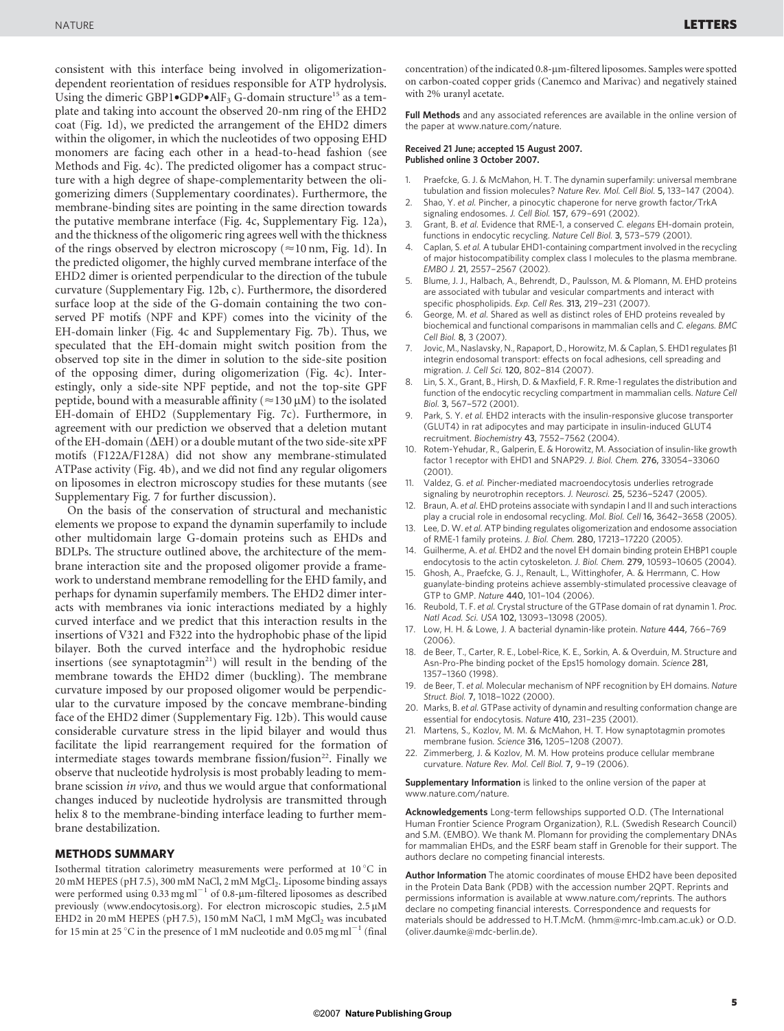consistent with this interface being involved in oligomerization-dependent reorientation of residues responsible for ATP hydrolysis. Using the dimeric GBP1•GDP•$AlF_3$ G-domain structure[15] as a template and taking into account the observed 20-nm ring of the EHD2 coat (Fig. 1d), we predicted the arrangement of the EHD2 dimers within the oligomer, in which the nucleotides of two opposing EHD monomers are facing each other in a head-to-head fashion (see Methods and Fig. 4c). The predicted oligomer has a compact structure with a high degree of shape-complementarity between the oligomerizing dimers (Supplementary coordinates). Furthermore, the membrane-binding sites are pointing in the same direction towards the putative membrane interface (Fig. 4c, Supplementary Fig. 12a), and the thickness of the oligomeric ring agrees well with the thickness of the rings observed by electron microscopy (≈10 nm, Fig. 1d). In the predicted oligomer, the highly curved membrane interface of the EHD2 dimer is oriented perpendicular to the direction of the tubule curvature (Supplementary Fig. 12b, c). Furthermore, the disordered surface loop at the side of the G-domain containing the two conserved PF motifs (NPF and KPF) comes into the vicinity of the EH-domain linker (Fig. 4c and Supplementary Fig. 7b). Thus, we speculated that the EH-domain might switch position from the observed top site in the dimer in solution to the side-site position of the opposing dimer, during oligomerization (Fig. 4c). Interestingly, only a side-site NPF peptide, and not the top-site GPF peptide, bound with a measurable affinity (≈130 μM) to the isolated EH-domain of EHD2 (Supplementary Fig. 7c). Furthermore, in agreement with our prediction we observed that a deletion mutant of the EH-domain (ΔEH) or a double mutant of the two side-site xPF motifs (F122A/F128A) did not show any membrane-stimulated ATPase activity (Fig. 4b), and we did not find any regular oligomers on liposomes in electron microscopy studies for these mutants (see Supplementary Fig. 7 for further discussion).

On the basis of the conservation of structural and mechanistic elements we propose to expand the dynamin superfamily to include other multidomain large G-domain proteins such as EHDs and BDLPs. The structure outlined above, the architecture of the membrane interaction site and the proposed oligomer provide a framework to understand membrane remodelling for the EHD family, and perhaps for dynamin superfamily members. The EHD2 dimer interacts with membranes via ionic interactions mediated by a highly curved interface and we predict that this interaction results in the insertions of V321 and F322 into the hydrophobic phase of the lipid bilayer. Both the curved interface and the hydrophobic residue insertions (see synaptotagmin[21]) will result in the bending of the membrane towards the EHD2 dimer (buckling). The membrane curvature imposed by our proposed oligomer would be perpendicular to the curvature imposed by the concave membrane-binding face of the EHD2 dimer (Supplementary Fig. 12b). This would cause considerable curvature stress in the lipid bilayer and would thus facilitate the lipid rearrangement required for the formation of intermediate stages towards membrane fission/fusion[22]. Finally we observe that nucleotide hydrolysis is most probably leading to membrane scission *in vivo*, and thus we would argue that conformational changes induced by nucleotide hydrolysis are transmitted through helix 8 to the membrane-binding interface leading to further membrane destabilization.

## METHODS SUMMARY

Isothermal titration calorimetry measurements were performed at 10 °C in 20 mM HEPES (pH 7.5), 300 mM NaCl, 2 mM $MgCl_2$. Liposome binding assays were performed using 0.33 mg $ml^{-1}$ of 0.8-μm-filtered liposomes as described previously (www.endocytosis.org). For electron microscopic studies, 2.5 μM EHD2 in 20 mM HEPES (pH 7.5), 150 mM NaCl, 1 mM $MgCl_2$ was incubated for 15 min at 25 °C in the presence of 1 mM nucleotide and 0.05 mg $ml^{-1}$ (final concentration) of the indicated 0.8-μm-filtered liposomes. Samples were spotted on carbon-coated copper grids (Canemco and Marivac) and negatively stained with 2% uranyl acetate.

**Full Methods** and any associated references are available in the online version of the paper at www.nature.com/nature.

**Received 21 June; accepted 15 August 2007.**
**Published online 3 October 2007.**

1. Praefcke, G. J. & McMahon, H. T. The dynamin superfamily: universal membrane tubulation and fission molecules? *Nature Rev. Mol. Cell Biol.* **5**, 133–147 (2004).
2. Shao, Y. *et al.* Pincher, a pinocytic chaperone for nerve growth factor/TrkA signaling endosomes. *J. Cell Biol.* **157**, 679–691 (2002).
3. Grant, B. *et al.* Evidence that RME-1, a conserved *C. elegans* EH-domain protein, functions in endocytic recycling. *Nature Cell Biol.* **3**, 573–579 (2001).
4. Caplan, S. *et al.* A tubular EHD1-containing compartment involved in the recycling of major histocompatibility complex class I molecules to the plasma membrane. *EMBO J.* **21**, 2557–2567 (2002).
5. Blume, J. J., Halbach, A., Behrendt, D., Paulsson, M. & Plomann, M. EHD proteins are associated with tubular and vesicular compartments and interact with specific phospholipids. *Exp. Cell Res.* **313**, 219–231 (2007).
6. George, M. *et al.* Shared as well as distinct roles of EHD proteins revealed by biochemical and functional comparisons in mammalian cells and *C. elegans*. *BMC Cell Biol.* **8**, 3 (2007).
7. Jovic, M., Naslavsky, N., Rapaport, D., Horowitz, M. & Caplan, S. EHD1 regulates β1 integrin endosomal transport: effects on focal adhesions, cell spreading and migration. *J. Cell Sci.* **120**, 802–814 (2007).
8. Lin, S. X., Grant, B., Hirsh, D. & Maxfield, F. R. Rme-1 regulates the distribution and function of the endocytic recycling compartment in mammalian cells. *Nature Cell Biol.* **3**, 567–572 (2001).
9. Park, S. Y. *et al.* EHD2 interacts with the insulin-responsive glucose transporter (GLUT4) in rat adipocytes and may participate in insulin-induced GLUT4 recruitment. *Biochemistry* **43**, 7552–7562 (2004).
10. Rotem-Yehudar, R., Galperin, E. & Horowitz, M. Association of insulin-like growth factor 1 receptor with EHD1 and SNAP29. *J. Biol. Chem.* **276**, 33054–33060 (2001).
11. Valdez, G. *et al.* Pincher-mediated macroendocytosis underlies retrograde signaling by neurotrophin receptors. *J. Neurosci.* **25**, 5236–5247 (2005).
12. Braun, A. *et al.* EHD proteins associate with syndapin I and II and such interactions play a crucial role in endosomal recycling. *Mol. Biol. Cell* **16**, 3642–3658 (2005).
13. Lee, D. W. *et al.* ATP binding regulates oligomerization and endosome association of RME-1 family proteins. *J. Biol. Chem.* **280**, 17213–17220 (2005).
14. Guilherme, A. *et al.* EHD2 and the novel EH domain binding protein EHBP1 couple endocytosis to the actin cytoskeleton. *J. Biol. Chem.* **279**, 10593–10605 (2004).
15. Ghosh, A., Praefcke, G. J., Renault, L., Wittinghofer, A. & Herrmann, C. How guanylate-binding proteins achieve assembly-stimulated processive cleavage of GTP to GMP. *Nature* **440**, 101–104 (2006).
16. Reubold, T. F. *et al.* Crystal structure of the GTPase domain of rat dynamin 1. *Proc. Natl Acad. Sci. USA* **102**, 13093–13098 (2005).
17. Low, H. H. & Lowe, J. A bacterial dynamin-like protein. *Nature* **444**, 766–769 (2006).
18. de Beer, T., Carter, R. E., Lobel-Rice, K. E., Sorkin, A. & Overduin, M. Structure and Asn-Pro-Phe binding pocket of the Eps15 homology domain. *Science* **281**, 1357–1360 (1998).
19. de Beer, T. *et al.* Molecular mechanism of NPF recognition by EH domains. *Nature Struct. Biol.* **7**, 1018–1022 (2000).
20. Marks, B. *et al.* GTPase activity of dynamin and resulting conformation change are essential for endocytosis. *Nature* **410**, 231–235 (2001).
21. Martens, S., Kozlov, M. M. & McMahon, H. T. How synaptotagmin promotes membrane fusion. *Science* **316**, 1205–1208 (2007).
22. Zimmerberg, J. & Kozlov, M. M. How proteins produce cellular membrane curvature. *Nature Rev. Mol. Cell Biol.* **7**, 9–19 (2006).

**Supplementary Information** is linked to the online version of the paper at www.nature.com/nature.

**Acknowledgements** Long-term fellowships supported O.D. (The International Human Frontier Science Program Organization), R.L. (Swedish Research Council) and S.M. (EMBO). We thank M. Plomann for providing the complementary DNAs for mammalian EHDs, and the ESRF beam staff in Grenoble for their support. The authors declare no competing financial interests.

**Author Information** The atomic coordinates of mouse EHD2 have been deposited in the Protein Data Bank (PDB) with the accession number 2QPT. Reprints and permissions information is available at www.nature.com/reprints. The authors declare no competing financial interests. Correspondence and requests for materials should be addressed to H.T.McM. (hmm@mrc-lmb.cam.ac.uk) or O.D. (oliver.daumke@mdc-berlin.de).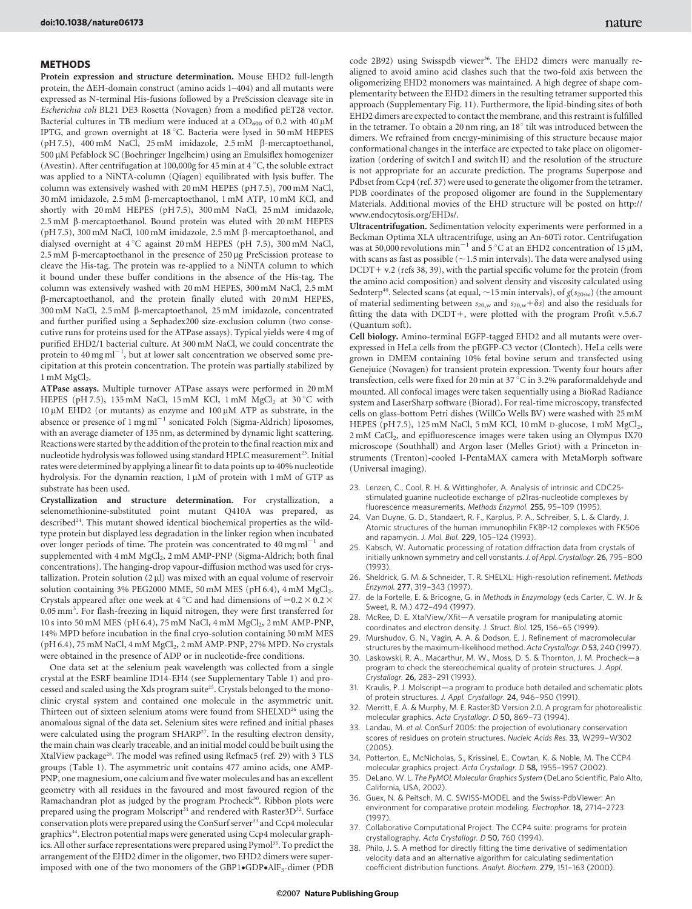## METHODS

**Protein expression and structure determination.** Mouse EHD2 full-length protein, the ΔEH-domain construct (amino acids 1–404) and all mutants were expressed as N-terminal His-fusions followed by a PreScission cleavage site in *Escherichia coli* BL21 DE3 Rosetta (Novagen) from a modified pET28 vector. Bacterial cultures in TB medium were induced at a $OD_{600}$ of 0.2 with 40 μM IPTG, and grown overnight at 18 °C. Bacteria were lysed in 50 mM HEPES (pH 7.5), 400 mM NaCl, 25 mM imidazole, 2.5 mM β-mercaptoethanol, 500 μM Pefablock SC (Boehringer Ingelheim) using an Emulsiflex homogenizer (Avestin). After centrifugation at 100,000g for 45 min at 4 °C, the soluble extract was applied to a NiNTA-column (Qiagen) equilibrated with lysis buffer. The column was extensively washed with 20 mM HEPES (pH 7.5), 700 mM NaCl, 30 mM imidazole, 2.5 mM β-mercaptoethanol, 1 mM ATP, 10 mM KCl, and shortly with 20 mM HEPES (pH 7.5), 300 mM NaCl, 25 mM imidazole, 2.5 mM β-mercaptoethanol. Bound protein was eluted with 20 mM HEPES (pH 7.5), 300 mM NaCl, 100 mM imidazole, 2.5 mM β-mercaptoethanol, and dialysed overnight at 4 °C against 20 mM HEPES (pH 7.5), 300 mM NaCl, 2.5 mM β-mercaptoethanol in the presence of 250 μg PreScission protease to cleave the His-tag. The protein was re-applied to a NiNTA column to which it bound under these buffer conditions in the absence of the His-tag. The column was extensively washed with 20 mM HEPES, 300 mM NaCl, 2.5 mM β-mercaptoethanol, and the protein finally eluted with 20 mM HEPES, 300 mM NaCl, 2.5 mM β-mercaptoethanol, 25 mM imidazole, concentrated and further purified using a Sephadex200 size-exclusion column (two consecutive runs for proteins used for the ATPase assays). Typical yields were 4 mg of purified EHD2/1 bacterial culture. At 300 mM NaCl, we could concentrate the protein to 40 mg ml$^{-1}$, but at lower salt concentration we observed some precipitation at this protein concentration. The protein was partially stabilized by 1 mM $MgCl_2$.

**ATPase assays.** Multiple turnover ATPase assays were performed in 20 mM HEPES (pH 7.5), 135 mM NaCl, 15 mM KCl, 1 mM $MgCl_2$ at 30 °C with 10 μM EHD2 (or mutants) as enzyme and 100 μM ATP as substrate, in the absence or presence of 1 mg ml$^{-1}$ sonicated Folch (Sigma-Aldrich) liposomes, with an average diameter of 135 nm, as determined by dynamic light scattering. Reactions were started by the addition of the protein to the final reaction mix and nucleotide hydrolysis was followed using standard HPLC measurement[23]. Initial rates were determined by applying a linear fit to data points up to 40% nucleotide hydrolysis. For the dynamin reaction, 1 μM of protein with 1 mM of GTP as substrate has been used.

**Crystallization and structure determination.** For crystallization, a selenomethionine-substituted point mutant Q410A was prepared, as described[24]. This mutant showed identical biochemical properties as the wild-type protein but displayed less degradation in the linker region when incubated over longer periods of time. The protein was concentrated to 40 mg ml$^{-1}$ and supplemented with 4 mM $MgCl_2$, 2 mM AMP-PNP (Sigma-Aldrich; both final concentrations). The hanging-drop vapour-diffusion method was used for crystallization. Protein solution (2 μl) was mixed with an equal volume of reservoir solution containing 3% PEG2000 MME, 50 mM MES (pH 6.4), 4 mM $MgCl_2$. Crystals appeared after one week at 4 °C and had dimensions of ≈0.2 × 0.2 × 0.05 mm$^3$. For flash-freezing in liquid nitrogen, they were first transferred for 10 s into 50 mM MES (pH 6.4), 75 mM NaCl, 4 mM $MgCl_2$, 2 mM AMP-PNP, 14% MPD before incubation in the final cryo-solution containing 50 mM MES (pH 6.4), 75 mM NaCl, 4 mM $MgCl_2$, 2 mM AMP-PNP, 27% MPD. No crystals were obtained in the presence of ADP or in nucleotide-free conditions.

One data set at the selenium peak wavelength was collected from a single crystal at the ESRF beamline ID14-EH4 (see Supplementary Table 1) and processed and scaled using the Xds program suite[25]. Crystals belonged to the monoclinic crystal system and contained one molecule in the asymmetric unit. Thirteen out of sixteen selenium atoms were found from SHELXD[26] using the anomalous signal of the data set. Selenium sites were refined and initial phases were calculated using the program SHARP[27]. In the resulting electron density, the main chain was clearly traceable, and an initial model could be built using the XtalView package[28]. The model was refined using Refmac5 (ref. 29) with 3 TLS groups (Table 1). The asymmetric unit contains 477 amino acids, one AMP-PNP, one magnesium, one calcium and five water molecules and has an excellent geometry with all residues in the favoured and most favoured region of the Ramachandran plot as judged by the program Procheck[30]. Ribbon plots were prepared using the program Molscript[31] and rendered with Raster3D[32]. Surface conservation plots were prepared using the ConSurf server[33] and Ccp4 molecular graphics[34]. Electron potential maps were generated using Ccp4 molecular graphics. All other surface representations were prepared using Pymol[35]. To predict the arrangement of the EHD2 dimer in the oligomer, two EHD2 dimers were superimposed with one of the two monomers of the GBP1•GDP•$AlF_3$-dimer (PDB code 2B92) using Swisspdb viewer[36]. The EHD2 dimers were manually re-aligned to avoid amino acid clashes such that the two-fold axis between the oligomerizing EHD2 monomers was maintained. A high degree of shape complementarity between the EHD2 dimers in the resulting tetramer supported this approach (Supplementary Fig. 11). Furthermore, the lipid-binding sites of both EHD2 dimers are expected to contact the membrane, and this restraint is fulfilled in the tetramer. To obtain a 20 nm ring, an 18° tilt was introduced between the dimers. We refrained from energy-minimising of this structure because major conformational changes in the interface are expected to take place on oligomerization (ordering of switch I and switch II) and the resolution of the structure is not appropriate for an accurate prediction. The programs Superpose and Pdbset from Ccp4 (ref. 37) were used to generate the oligomer from the tetramer. PDB coordinates of the proposed oligomer are found in the Supplementary Materials. Additional movies of the EHD structure will be posted on http://www.endocytosis.org/EHDs/.

**Ultracentrifugation.** Sedimentation velocity experiments were performed in a Beckman Optima XLA ultracentrifuge, using an An-60Ti rotor. Centrifugation was at 50,000 revolutions min$^{-1}$ and 5 °C at an EHD2 concentration of 15 μM, with scans as fast as possible (~1.5 min intervals). The data were analysed using DCDT+ v.2 (refs 38, 39), with the partial specific volume for the protein (from the amino acid composition) and solvent density and viscosity calculated using Sednterp[40]. Selected scans (at equal, ~15 min intervals), of $g(s_{20,w})$ (the amount of material sedimenting between $s_{20,w}$ and $s_{20,w}+\delta s$) and also the residuals for fitting the data with DCDT+, were plotted with the program Profit v.5.6.7 (Quantum soft).

**Cell biology.** Amino-terminal EGFP-tagged EHD2 and all mutants were overexpressed in HeLa cells from the pEGFP-C3 vector (Clontech). HeLa cells were grown in DMEM containing 10% fetal bovine serum and transfected using Genejuice (Novagen) for transient protein expression. Twenty four hours after transfection, cells were fixed for 20 min at 37 °C in 3.2% paraformaldehyde and mounted. All confocal images were taken sequentially using a BioRad Radiance system and LaserSharp software (Biorad). For real-time microscopy, transfected cells on glass-bottom Petri dishes (WillCo Wells BV) were washed with 25 mM HEPES (pH 7.5), 125 mM NaCl, 5 mM KCl, 10 mM D-glucose, 1 mM $MgCl_2$, 2 mM $CaCl_2$, and epifluorescence images were taken using an Olympus IX70 microscope (Southhall) and Argon laser (Melles Griot) with a Princeton instruments (Trenton)-cooled I-PentaMAX camera with MetaMorph software (Universal imaging).

23. Lenzen, C., Cool, R. H. & Wittinghofer, A. Analysis of intrinsic and CDC25-stimulated guanine nucleotide exchange of p21ras-nucleotide complexes by fluorescence measurements. *Methods Enzymol.* **255,** 95–109 (1995).
24. Van Duyne, G. D., Standaert, R. F., Karplus, P. A., Schreiber, S. L. & Clardy, J. Atomic structures of the human immunophilin FKBP-12 complexes with FK506 and rapamycin. *J. Mol. Biol.* **229,** 105–124 (1993).
25. Kabsch, W. Automatic processing of rotation diffraction data from crystals of initially unknown symmetry and cell vonstants. *J. of Appl. Crystallogr.* **26,** 795–800 (1993).
26. Sheldrick, G. M. & Schneider, T. R. SHELXL: High-resolution refinement. *Methods Enzymol.* **277,** 319–343 (1997).
27. de la Fortelle, E. & Bricogne, G. in *Methods in Enzymology* (eds Carter, C. W. Jr & Sweet, R. M.) 472–494 (1997).
28. McRee, D. E. XtalView/Xfit—A versatile program for manipulating atomic coordinates and electron density. *J. Struct. Biol.* **125,** 156–65 (1999).
29. Murshudov, G. N., Vagin, A. A. & Dodson, E. J. Refinement of macromolecular structures by the maximum-likelihood method. *Acta Crystallogr. D* **53,** 240 (1997).
30. Laskowski, R. A., Macarthur, M. W., Moss, D. S. & Thornton, J. M. Procheck—a program to check the stereochemical quality of protein structures. *J. Appl. Crystallogr.* **26,** 283–291 (1993).
31. Kraulis, P. J. Molscript—a program to produce both detailed and schematic plots of protein structures. *J. Appl. Crystallogr.* **24,** 946–950 (1991).
32. Merritt, E. A. & Murphy, M. E. Raster3D Version 2.0. A program for photorealistic molecular graphics. *Acta Crystallogr. D* **50,** 869–73 (1994).
33. Landau, M. *et al.* ConSurf 2005: the projection of evolutionary conservation scores of residues on protein structures. *Nucleic Acids Res.* **33,** W299–W302 (2005).
34. Potterton, E., McNicholas, S., Krissinel, E., Cowtan, K. & Noble, M. The CCP4 molecular graphics project. *Acta Crystallogr. D* **58,** 1955–1957 (2002).
35. DeLano, W. L. *The PyMOL Molecular Graphics System* (DeLano Scientific, Palo Alto, California, USA, 2002).
36. Guex, N. & Peitsch, M. C. SWISS-MODEL and the Swiss-PdbViewer: An environment for comparative protein modeling. *Electrophor.* **18,** 2714–2723 (1997).
37. Collaborative Computational Project. The CCP4 suite: programs for protein crystallography. *Acta Crystallogr. D* **50,** 760 (1994).
38. Philo, J. S. A method for directly fitting the time derivative of sedimentation velocity data and an alternative algorithm for calculating sedimentation coefficient distribution functions. *Analyt. Biochem.* **279,** 151–163 (2000).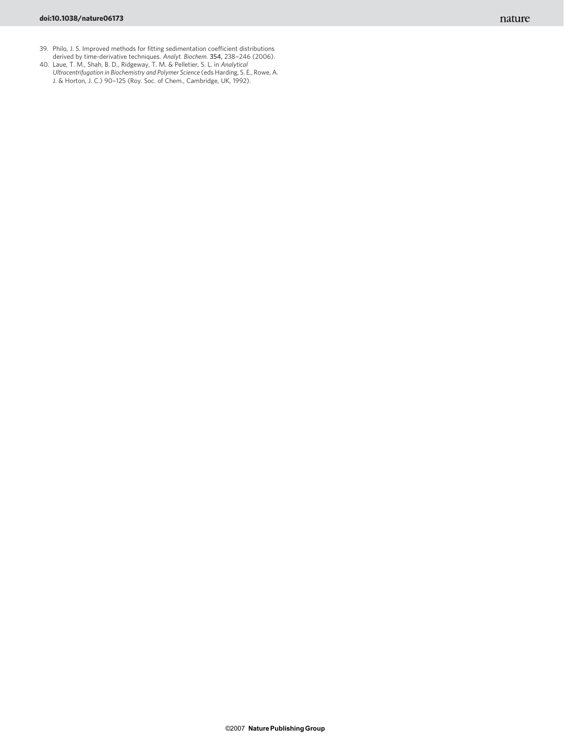39. Philo, J. S. Improved methods for fitting sedimentation coefficient distributions derived by time-derivative techniques. *Analyt. Biochem.* **354,** 238–246 (2006).
40. Laue, T. M., Shah, B. D., Ridgeway, T. M. & Pelletier, S. L. in *Analytical Ultracentrifugation in Biochemistry and Polymer Science* (eds Harding, S. E., Rowe, A. J. & Horton, J. C.) 90–125 (Roy. Soc. of Chem., Cambridge, UK, 1992).